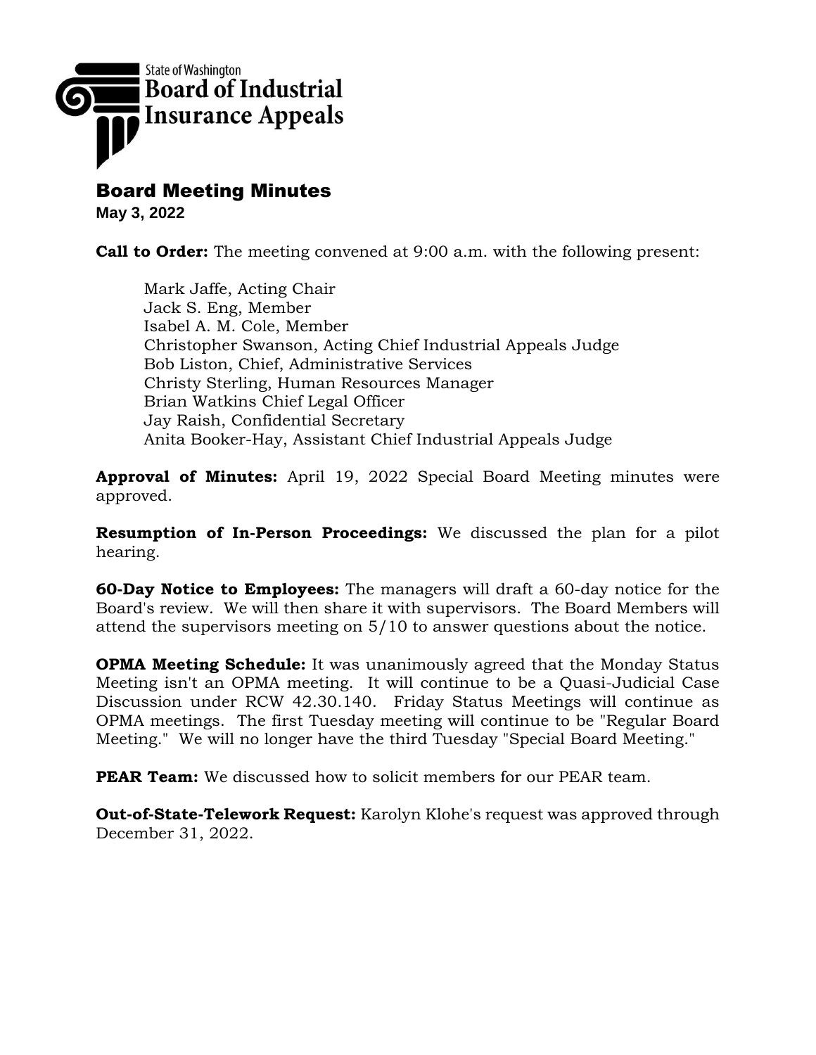State of Washington
**Board of Industrial Insurance Appeals**

# Board Meeting Minutes

**May 3, 2022**

**Call to Order:** The meeting convened at 9:00 a.m. with the following present:

Mark Jaffe, Acting Chair
Jack S. Eng, Member
Isabel A. M. Cole, Member
Christopher Swanson, Acting Chief Industrial Appeals Judge
Bob Liston, Chief, Administrative Services
Christy Sterling, Human Resources Manager
Brian Watkins Chief Legal Officer
Jay Raish, Confidential Secretary
Anita Booker-Hay, Assistant Chief Industrial Appeals Judge

**Approval of Minutes:** April 19, 2022 Special Board Meeting minutes were approved.

**Resumption of In-Person Proceedings:** We discussed the plan for a pilot hearing.

**60-Day Notice to Employees:** The managers will draft a 60-day notice for the Board's review. We will then share it with supervisors. The Board Members will attend the supervisors meeting on 5/10 to answer questions about the notice.

**OPMA Meeting Schedule:** It was unanimously agreed that the Monday Status Meeting isn't an OPMA meeting. It will continue to be a Quasi-Judicial Case Discussion under RCW 42.30.140. Friday Status Meetings will continue as OPMA meetings. The first Tuesday meeting will continue to be "Regular Board Meeting." We will no longer have the third Tuesday "Special Board Meeting."

**PEAR Team:** We discussed how to solicit members for our PEAR team.

**Out-of-State-Telework Request:** Karolyn Klohe's request was approved through December 31, 2022.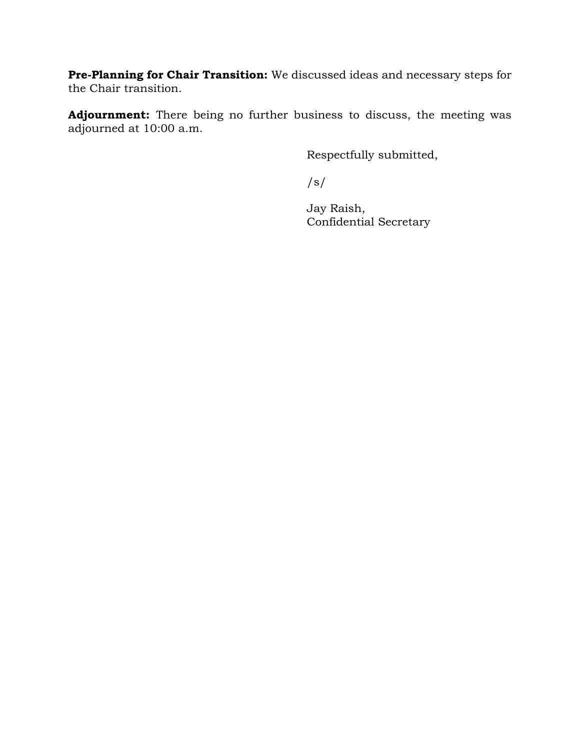**Pre-Planning for Chair Transition:** We discussed ideas and necessary steps for the Chair transition.

**Adjournment:** There being no further business to discuss, the meeting was adjourned at 10:00 a.m.

Respectfully submitted,

/s/

Jay Raish,  
Confidential Secretary